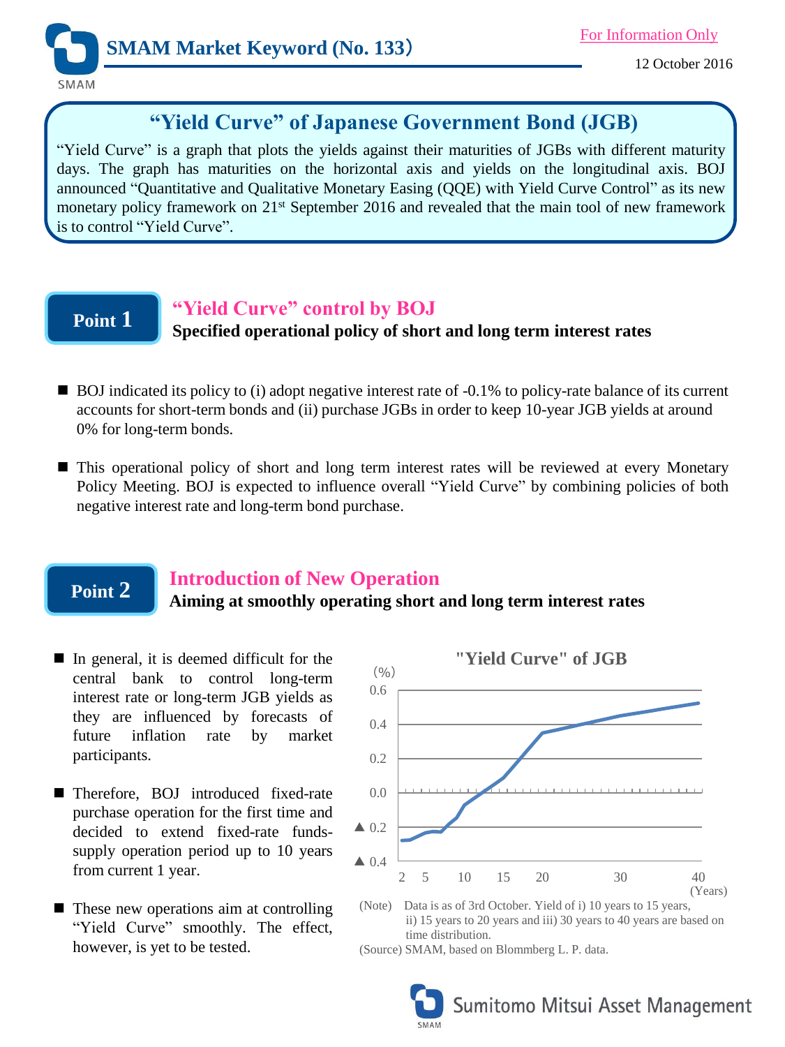SMAM Market Keyword (No. 133)

For Information Only

12 October 2016

# “Yield Curve” of Japanese Government Bond (JGB)

“Yield Curve” is a graph that plots the yields against their maturities of JGBs with different maturity days. The graph has maturities on the horizontal axis and yields on the longitudinal axis. BOJ announced “Quantitative and Qualitative Monetary Easing (QQE) with Yield Curve Control” as its new monetary policy framework on 21st September 2016 and revealed that the main tool of new framework is to control “Yield Curve”.

## Point 1 “Yield Curve” control by BOJ

**Specified operational policy of short and long term interest rates**

- BOJ indicated its policy to (i) adopt negative interest rate of -0.1% to policy-rate balance of its current accounts for short-term bonds and (ii) purchase JGBs in order to keep 10-year JGB yields at around 0% for long-term bonds.
- This operational policy of short and long term interest rates will be reviewed at every Monetary Policy Meeting. BOJ is expected to influence overall “Yield Curve” by combining policies of both negative interest rate and long-term bond purchase.

## Point 2 Introduction of New Operation

**Aiming at smoothly operating short and long term interest rates**

- In general, it is deemed difficult for the central bank to control long-term interest rate or long-term JGB yields as they are influenced by forecasts of future inflation rate by market participants.
- Therefore, BOJ introduced fixed-rate purchase operation for the first time and decided to extend fixed-rate funds-supply operation period up to 10 years from current 1 year.
- These new operations aim at controlling “Yield Curve” smoothly. The effect, however, is yet to be tested.

"Yield Curve" of JGB

(%) 0.6, 0.4, 0.2, 0.0, ▲0.2, ▲0.4

2, 5, 10, 15, 20, 30, 40 (Years)

(Note) Data is as of 3rd October. Yield of i) 10 years to 15 years, ii) 15 years to 20 years and iii) 30 years to 40 years are based on time distribution.

(Source) SMAM, based on Blommberg L. P. data.

Sumitomo Mitsui Asset Management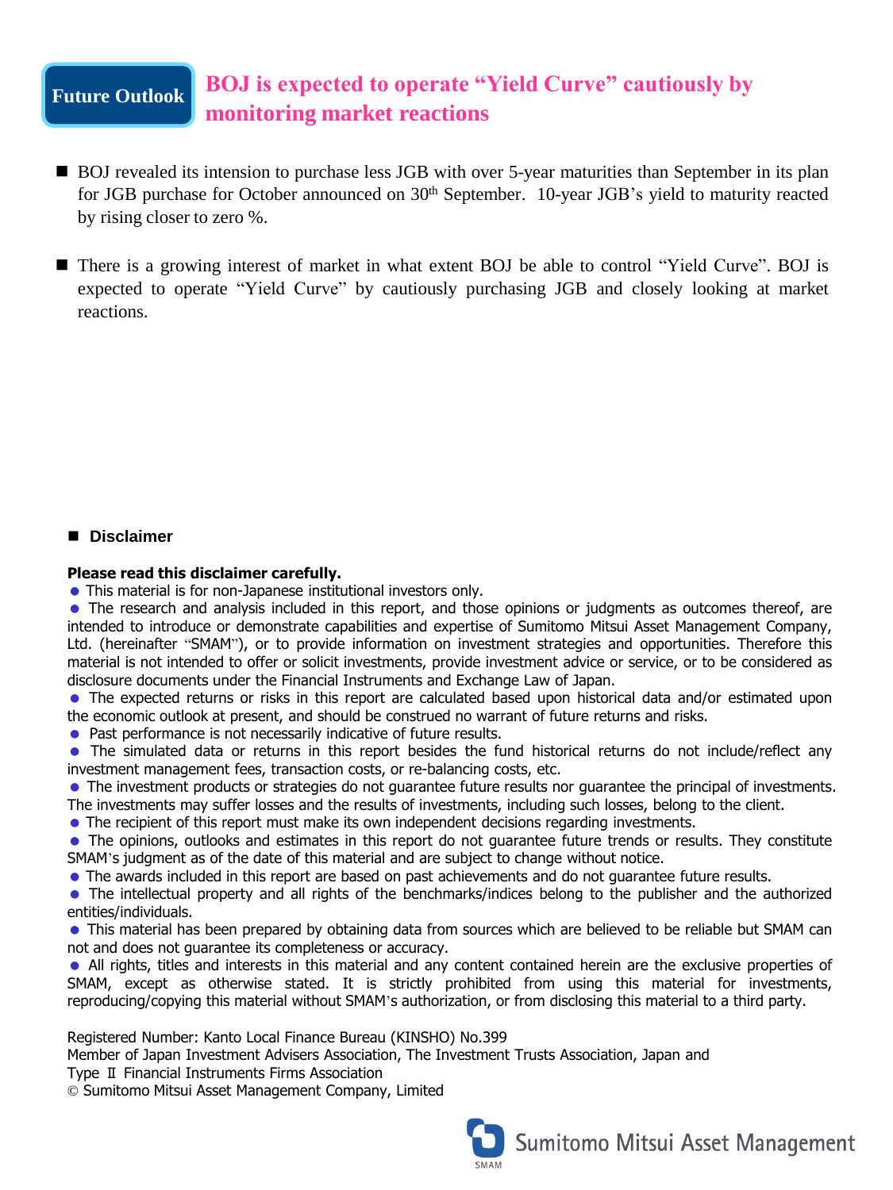**Future Outlook**

## BOJ is expected to operate "Yield Curve" cautiously by monitoring market reactions

- BOJ revealed its intension to purchase less JGB with over 5-year maturities than September in its plan for JGB purchase for October announced on 30th September. 10-year JGB's yield to maturity reacted by rising closer to zero %.

- There is a growing interest of market in what extent BOJ be able to control "Yield Curve". BOJ is expected to operate "Yield Curve" by cautiously purchasing JGB and closely looking at market reactions.

### Disclaimer

**Please read this disclaimer carefully.**

- This material is for non-Japanese institutional investors only.
- The research and analysis included in this report, and those opinions or judgments as outcomes thereof, are intended to introduce or demonstrate capabilities and expertise of Sumitomo Mitsui Asset Management Company, Ltd. (hereinafter "SMAM"), or to provide information on investment strategies and opportunities. Therefore this material is not intended to offer or solicit investments, provide investment advice or service, or to be considered as disclosure documents under the Financial Instruments and Exchange Law of Japan.
- The expected returns or risks in this report are calculated based upon historical data and/or estimated upon the economic outlook at present, and should be construed no warrant of future returns and risks.
- Past performance is not necessarily indicative of future results.
- The simulated data or returns in this report besides the fund historical returns do not include/reflect any investment management fees, transaction costs, or re-balancing costs, etc.
- The investment products or strategies do not guarantee future results nor guarantee the principal of investments. The investments may suffer losses and the results of investments, including such losses, belong to the client.
- The recipient of this report must make its own independent decisions regarding investments.
- The opinions, outlooks and estimates in this report do not guarantee future trends or results. They constitute SMAM's judgment as of the date of this material and are subject to change without notice.
- The awards included in this report are based on past achievements and do not guarantee future results.
- The intellectual property and all rights of the benchmarks/indices belong to the publisher and the authorized entities/individuals.
- This material has been prepared by obtaining data from sources which are believed to be reliable but SMAM can not and does not guarantee its completeness or accuracy.
- All rights, titles and interests in this material and any content contained herein are the exclusive properties of SMAM, except as otherwise stated. It is strictly prohibited from using this material for investments, reproducing/copying this material without SMAM's authorization, or from disclosing this material to a third party.

Registered Number: Kanto Local Finance Bureau (KINSHO) No.399
Member of Japan Investment Advisers Association, The Investment Trusts Association, Japan and Type Ⅱ Financial Instruments Firms Association
© Sumitomo Mitsui Asset Management Company, Limited

SMAM Sumitomo Mitsui Asset Management